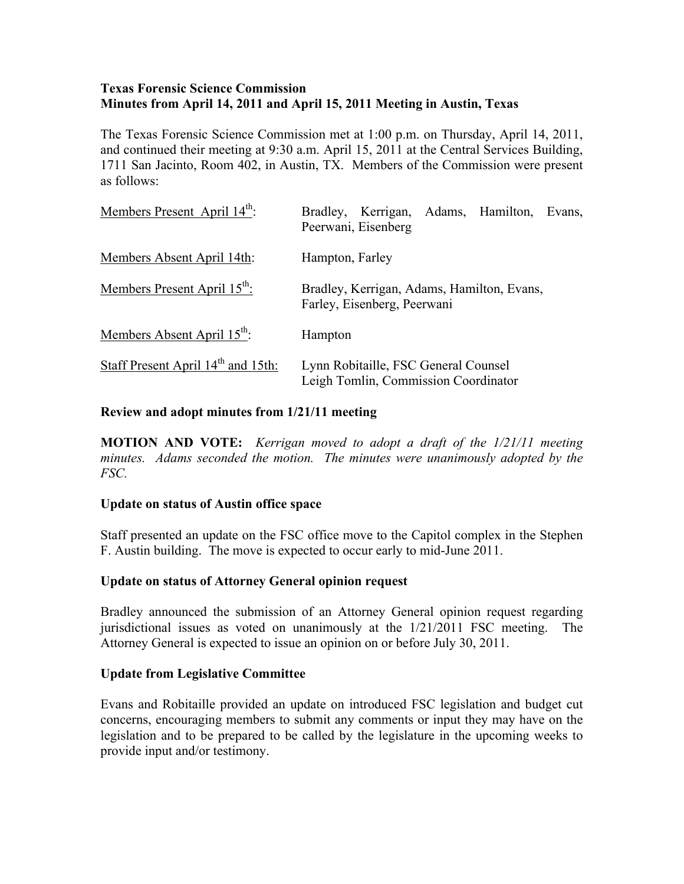**Texas Forensic Science Commission**
**Minutes from April 14, 2011 and April 15, 2011 Meeting in Austin, Texas**

The Texas Forensic Science Commission met at 1:00 p.m. on Thursday, April 14, 2011, and continued their meeting at 9:30 a.m. April 15, 2011 at the Central Services Building, 1711 San Jacinto, Room 402, in Austin, TX. Members of the Commission were present as follows:

| | |
|---|---|
| Members Present April 14th: | Bradley, Kerrigan, Adams, Hamilton, Evans, Peerwani, Eisenberg |
| Members Absent April 14th: | Hampton, Farley |
| Members Present April 15th: | Bradley, Kerrigan, Adams, Hamilton, Evans, Farley, Eisenberg, Peerwani |
| Members Absent April 15th: | Hampton |
| Staff Present April 14th and 15th: | Lynn Robitaille, FSC General Counsel<br>Leigh Tomlin, Commission Coordinator |

**Review and adopt minutes from 1/21/11 meeting**

**MOTION AND VOTE:** *Kerrigan moved to adopt a draft of the 1/21/11 meeting minutes. Adams seconded the motion. The minutes were unanimously adopted by the FSC.*

**Update on status of Austin office space**

Staff presented an update on the FSC office move to the Capitol complex in the Stephen F. Austin building. The move is expected to occur early to mid-June 2011.

**Update on status of Attorney General opinion request**

Bradley announced the submission of an Attorney General opinion request regarding jurisdictional issues as voted on unanimously at the 1/21/2011 FSC meeting. The Attorney General is expected to issue an opinion on or before July 30, 2011.

**Update from Legislative Committee**

Evans and Robitaille provided an update on introduced FSC legislation and budget cut concerns, encouraging members to submit any comments or input they may have on the legislation and to be prepared to be called by the legislature in the upcoming weeks to provide input and/or testimony.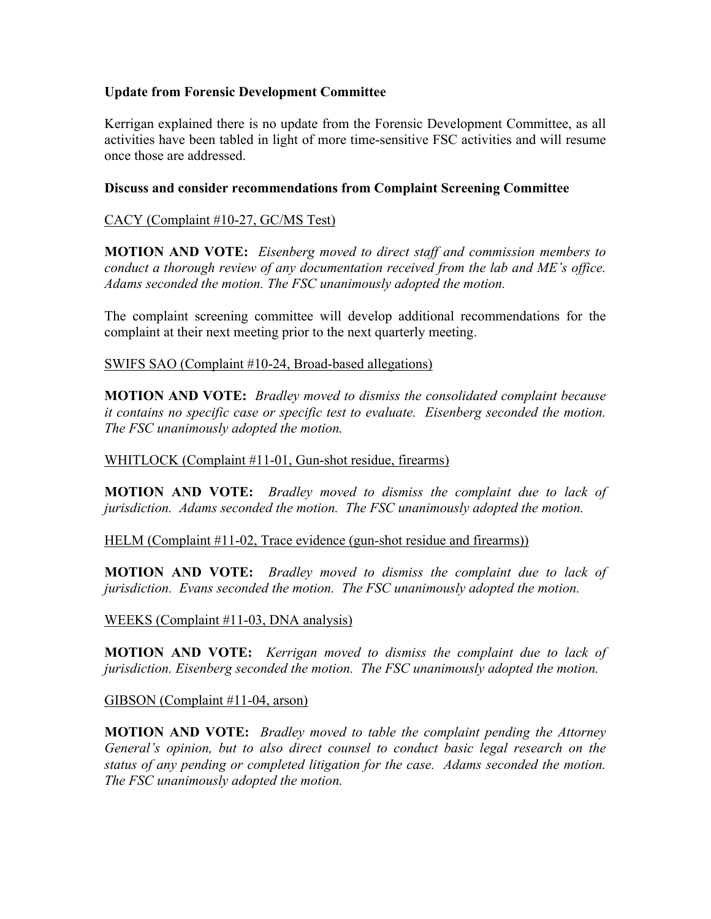**Update from Forensic Development Committee**

Kerrigan explained there is no update from the Forensic Development Committee, as all activities have been tabled in light of more time-sensitive FSC activities and will resume once those are addressed.

**Discuss and consider recommendations from Complaint Screening Committee**

<u>CACY (Complaint #10-27, GC/MS Test)</u>

**MOTION AND VOTE:** *Eisenberg moved to direct staff and commission members to conduct a thorough review of any documentation received from the lab and ME's office. Adams seconded the motion. The FSC unanimously adopted the motion.*

The complaint screening committee will develop additional recommendations for the complaint at their next meeting prior to the next quarterly meeting.

<u>SWIFS SAO (Complaint #10-24, Broad-based allegations)</u>

**MOTION AND VOTE:** *Bradley moved to dismiss the consolidated complaint because it contains no specific case or specific test to evaluate. Eisenberg seconded the motion. The FSC unanimously adopted the motion.*

<u>WHITLOCK (Complaint #11-01, Gun-shot residue, firearms)</u>

**MOTION AND VOTE:** *Bradley moved to dismiss the complaint due to lack of jurisdiction. Adams seconded the motion. The FSC unanimously adopted the motion.*

<u>HELM (Complaint #11-02, Trace evidence (gun-shot residue and firearms))</u>

**MOTION AND VOTE:** *Bradley moved to dismiss the complaint due to lack of jurisdiction. Evans seconded the motion. The FSC unanimously adopted the motion.*

<u>WEEKS (Complaint #11-03, DNA analysis)</u>

**MOTION AND VOTE:** *Kerrigan moved to dismiss the complaint due to lack of jurisdiction. Eisenberg seconded the motion. The FSC unanimously adopted the motion.*

<u>GIBSON (Complaint #11-04, arson)</u>

**MOTION AND VOTE:** *Bradley moved to table the complaint pending the Attorney General's opinion, but to also direct counsel to conduct basic legal research on the status of any pending or completed litigation for the case. Adams seconded the motion. The FSC unanimously adopted the motion.*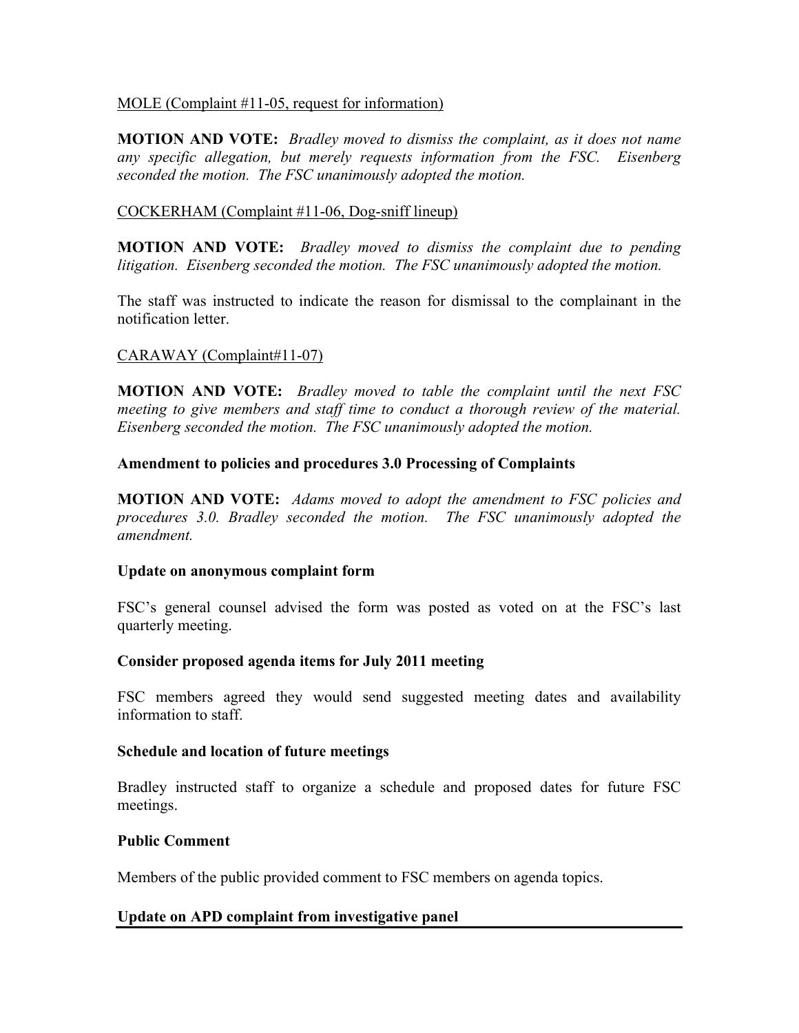MOLE (Complaint #11-05, request for information)

**MOTION AND VOTE:** *Bradley moved to dismiss the complaint, as it does not name any specific allegation, but merely requests information from the FSC. Eisenberg seconded the motion. The FSC unanimously adopted the motion.*

COCKERHAM (Complaint #11-06, Dog-sniff lineup)

**MOTION AND VOTE:** *Bradley moved to dismiss the complaint due to pending litigation. Eisenberg seconded the motion. The FSC unanimously adopted the motion.*

The staff was instructed to indicate the reason for dismissal to the complainant in the notification letter.

CARAWAY (Complaint#11-07)

**MOTION AND VOTE:** *Bradley moved to table the complaint until the next FSC meeting to give members and staff time to conduct a thorough review of the material. Eisenberg seconded the motion. The FSC unanimously adopted the motion.*

**Amendment to policies and procedures 3.0 Processing of Complaints**

**MOTION AND VOTE:** *Adams moved to adopt the amendment to FSC policies and procedures 3.0. Bradley seconded the motion. The FSC unanimously adopted the amendment.*

**Update on anonymous complaint form**

FSC's general counsel advised the form was posted as voted on at the FSC's last quarterly meeting.

**Consider proposed agenda items for July 2011 meeting**

FSC members agreed they would send suggested meeting dates and availability information to staff.

**Schedule and location of future meetings**

Bradley instructed staff to organize a schedule and proposed dates for future FSC meetings.

**Public Comment**

Members of the public provided comment to FSC members on agenda topics.

**Update on APD complaint from investigative panel**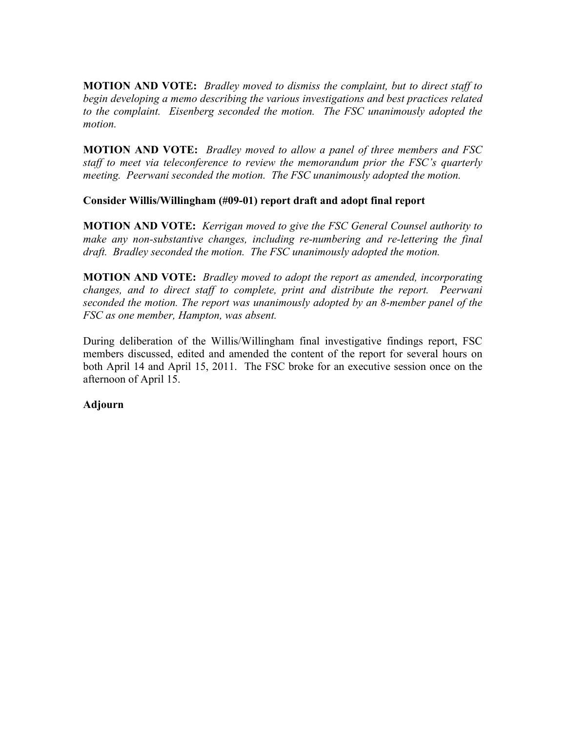**MOTION AND VOTE:** *Bradley moved to dismiss the complaint, but to direct staff to begin developing a memo describing the various investigations and best practices related to the complaint. Eisenberg seconded the motion. The FSC unanimously adopted the motion.*

**MOTION AND VOTE:** *Bradley moved to allow a panel of three members and FSC staff to meet via teleconference to review the memorandum prior the FSC's quarterly meeting. Peerwani seconded the motion. The FSC unanimously adopted the motion.*

**Consider Willis/Willingham (#09-01) report draft and adopt final report**

**MOTION AND VOTE:** *Kerrigan moved to give the FSC General Counsel authority to make any non-substantive changes, including re-numbering and re-lettering the final draft. Bradley seconded the motion. The FSC unanimously adopted the motion.*

**MOTION AND VOTE:** *Bradley moved to adopt the report as amended, incorporating changes, and to direct staff to complete, print and distribute the report. Peerwani seconded the motion. The report was unanimously adopted by an 8-member panel of the FSC as one member, Hampton, was absent.*

During deliberation of the Willis/Willingham final investigative findings report, FSC members discussed, edited and amended the content of the report for several hours on both April 14 and April 15, 2011. The FSC broke for an executive session once on the afternoon of April 15.

**Adjourn**